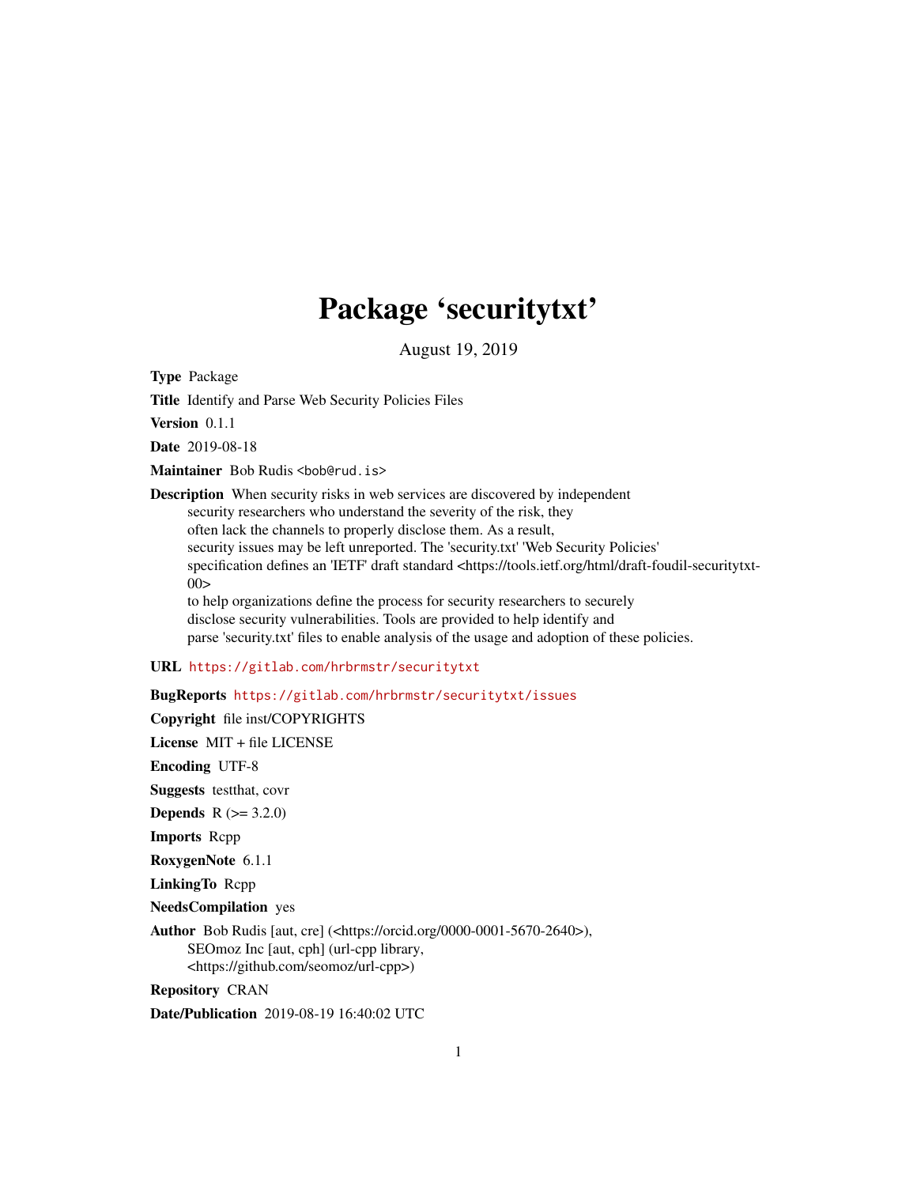# Package 'securitytxt'

August 19, 2019

**Type** Package

**Title** Identify and Parse Web Security Policies Files

**Version** 0.1.1

**Date** 2019-08-18

**Maintainer** Bob Rudis <bob@rud.is>

**Description** When security risks in web services are discovered by independent
security researchers who understand the severity of the risk, they
often lack the channels to properly disclose them. As a result,
security issues may be left unreported. The 'security.txt' 'Web Security Policies'
specification defines an 'IETF' draft standard <https://tools.ietf.org/html/draft-foudil-securitytxt-00>
to help organizations define the process for security researchers to securely
disclose security vulnerabilities. Tools are provided to help identify and
parse 'security.txt' files to enable analysis of the usage and adoption of these policies.

**URL** https://gitlab.com/hrbrmstr/securitytxt

**BugReports** https://gitlab.com/hrbrmstr/securitytxt/issues

**Copyright** file inst/COPYRIGHTS

**License** MIT + file LICENSE

**Encoding** UTF-8

**Suggests** testthat, covr

**Depends** R (>= 3.2.0)

**Imports** Rcpp

**RoxygenNote** 6.1.1

**LinkingTo** Rcpp

**NeedsCompilation** yes

**Author** Bob Rudis [aut, cre] (<https://orcid.org/0000-0001-5670-2640>),
SEOmoz Inc [aut, cph] (url-cpp library,
<https://github.com/seomoz/url-cpp>)

**Repository** CRAN

**Date/Publication** 2019-08-19 16:40:02 UTC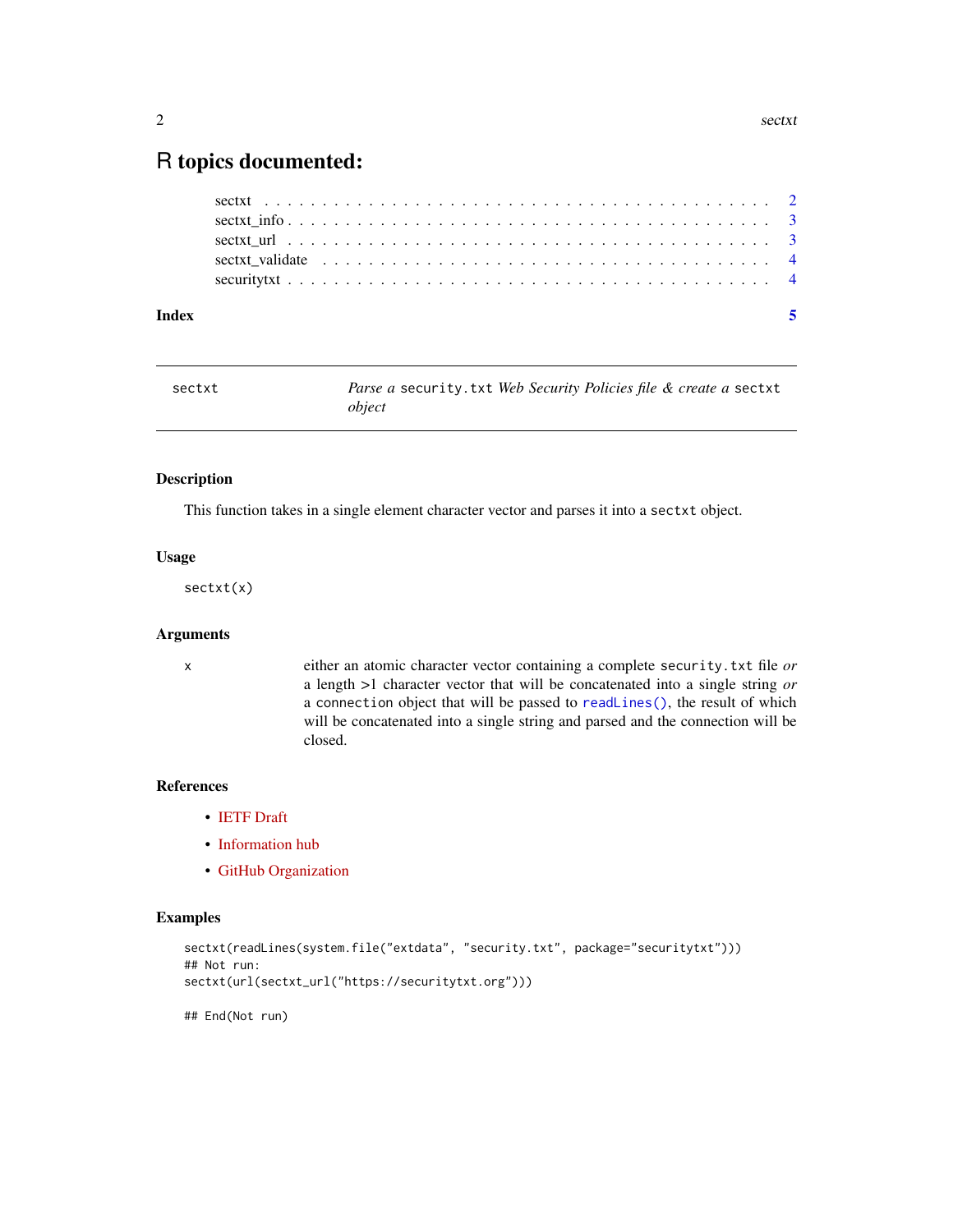# R topics documented:

sectxt . . . . . . . . . . . . . . . . . . . . . . . . . . . . . . . . . . . . . . . . . . . . 2
sectxt_info . . . . . . . . . . . . . . . . . . . . . . . . . . . . . . . . . . . . . . . . . . 3
sectxt_url . . . . . . . . . . . . . . . . . . . . . . . . . . . . . . . . . . . . . . . . . . . 3
sectxt_validate . . . . . . . . . . . . . . . . . . . . . . . . . . . . . . . . . . . . . . . . 4
securitytxt . . . . . . . . . . . . . . . . . . . . . . . . . . . . . . . . . . . . . . . . . . . 4

**Index** **5**

---

## sectxt — *Parse a* `security.txt` *Web Security Policies file & create a* `sectxt` *object*

---

### Description

This function takes in a single element character vector and parses it into a `sectxt` object.

### Usage

```
sectxt(x)
```

### Arguments

| | |
|---|---|
| `x` | either an atomic character vector containing a complete `security.txt` file *or* a length >1 character vector that will be concatenated into a single string *or* a `connection` object that will be passed to `readLines()`, the result of which will be concatenated into a single string and parsed and the connection will be closed. |

### References

- IETF Draft
- Information hub
- GitHub Organization

### Examples

```
sectxt(readLines(system.file("extdata", "security.txt", package="securitytxt")))
## Not run:
sectxt(url(sectxt_url("https://securitytxt.org")))

## End(Not run)
```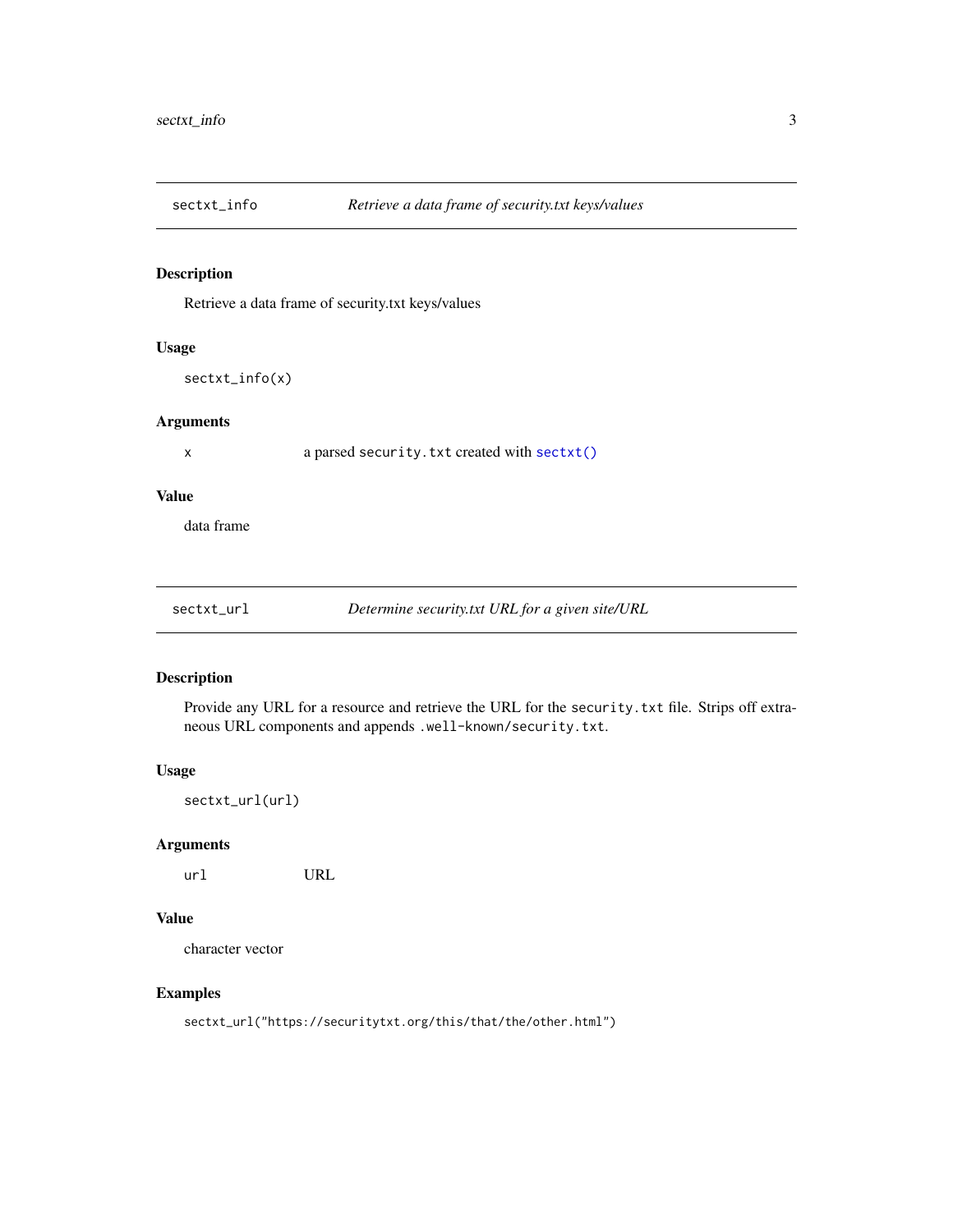## sectxt_info — *Retrieve a data frame of security.txt keys/values*

### Description

Retrieve a data frame of security.txt keys/values

### Usage

```
sectxt_info(x)
```

### Arguments

| | |
|---|---|
| `x` | a parsed `security.txt` created with `sectxt()` |

### Value

data frame

## sectxt_url — *Determine security.txt URL for a given site/URL*

### Description

Provide any URL for a resource and retrieve the URL for the `security.txt` file. Strips off extraneous URL components and appends `.well-known/security.txt`.

### Usage

```
sectxt_url(url)
```

### Arguments

| | |
|---|---|
| `url` | URL |

### Value

character vector

### Examples

```
sectxt_url("https://securitytxt.org/this/that/the/other.html")
```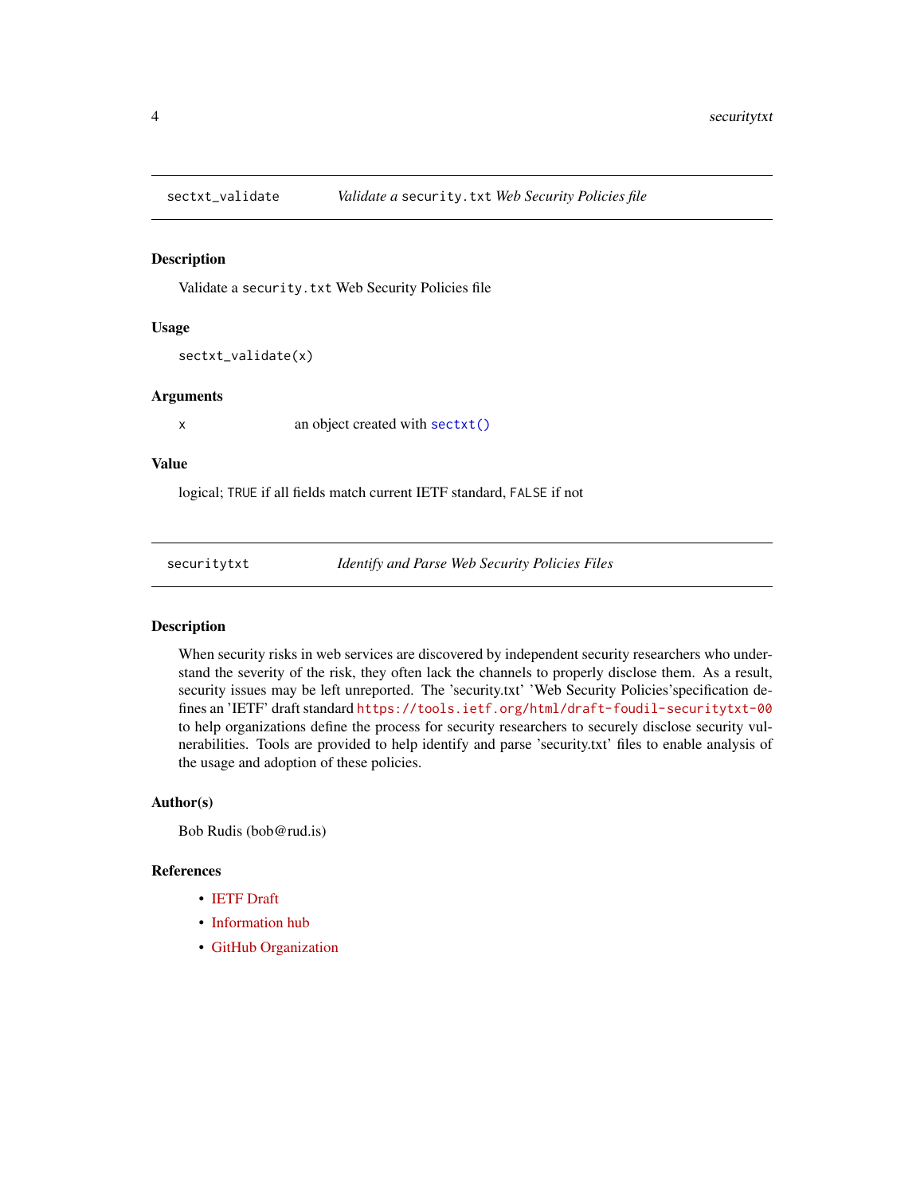## sectxt_validate — *Validate a* `security.txt` *Web Security Policies file*

### Description

Validate a `security.txt` Web Security Policies file

### Usage

```
sectxt_validate(x)
```

### Arguments

| | |
|---|---|
| x | an object created with `sectxt()` |

### Value

logical; `TRUE` if all fields match current IETF standard, `FALSE` if not

## securitytxt — *Identify and Parse Web Security Policies Files*

### Description

When security risks in web services are discovered by independent security researchers who understand the severity of the risk, they often lack the channels to properly disclose them. As a result, security issues may be left unreported. The 'security.txt' 'Web Security Policies'specification defines an 'IETF' draft standard https://tools.ietf.org/html/draft-foudil-securitytxt-00 to help organizations define the process for security researchers to securely disclose security vulnerabilities. Tools are provided to help identify and parse 'security.txt' files to enable analysis of the usage and adoption of these policies.

### Author(s)

Bob Rudis (bob@rud.is)

### References

- IETF Draft
- Information hub
- GitHub Organization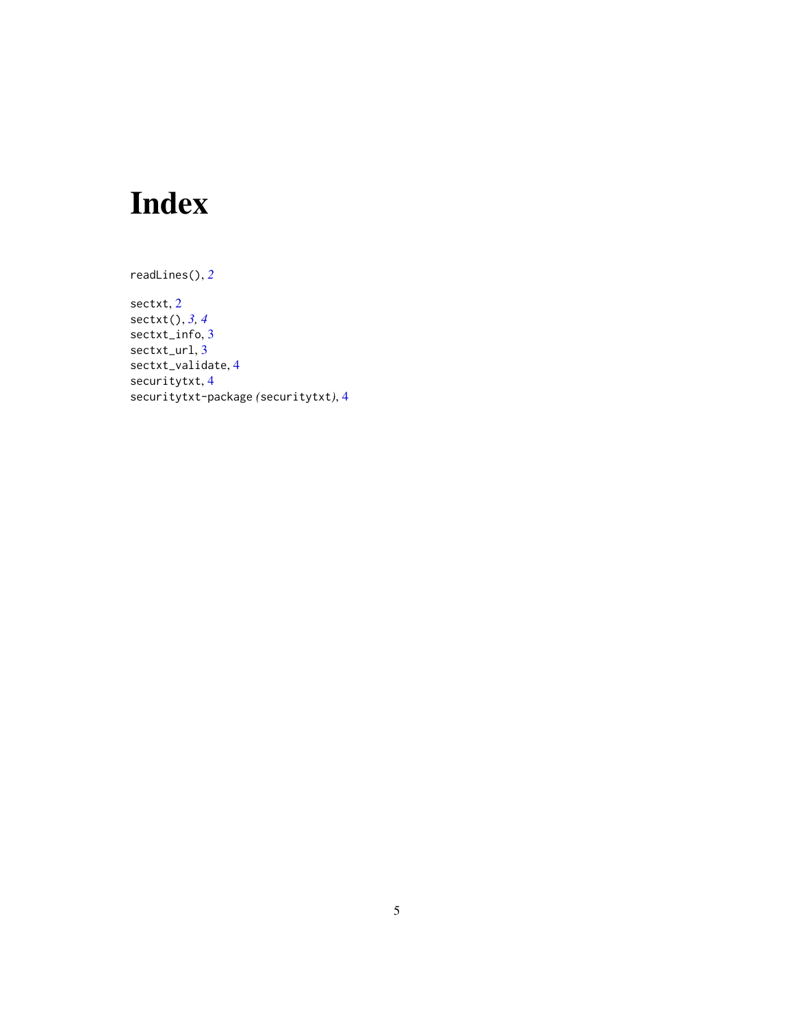# Index

readLines(), *2*

sectxt, 2
sectxt(), *3, 4*
sectxt_info, 3
sectxt_url, 3
sectxt_validate, 4
securitytxt, 4
securitytxt-package *(*securitytxt*)*, 4